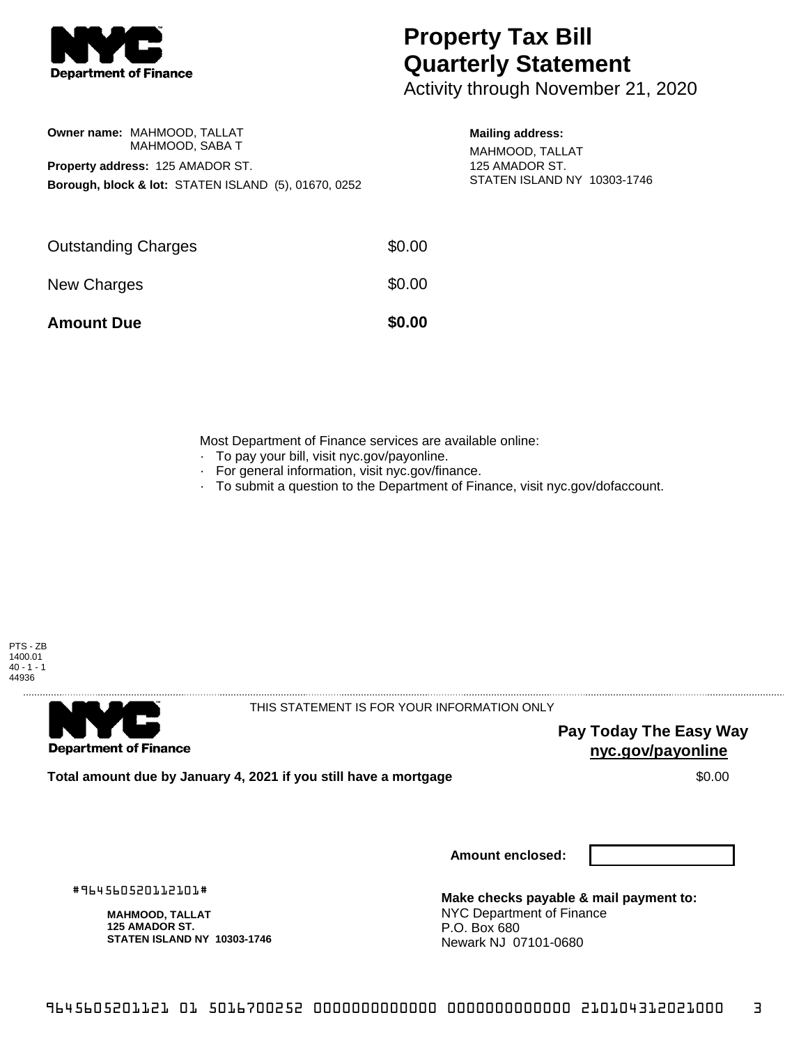# Property Tax Bill Quarterly Statement

Activity through November 21, 2020

**Owner name:** MAHMOOD, TALLAT
MAHMOOD, SABA T

**Property address:** 125 AMADOR ST.

**Borough, block & lot:** STATEN ISLAND (5), 01670, 0252

**Mailing address:**
MAHMOOD, TALLAT
125 AMADOR ST.
STATEN ISLAND NY 10303-1746

| | |
|---|---|
| Outstanding Charges | $0.00 |
| New Charges | $0.00 |
| **Amount Due** | **$0.00** |

Most Department of Finance services are available online:

- To pay your bill, visit nyc.gov/payonline.
- For general information, visit nyc.gov/finance.
- To submit a question to the Department of Finance, visit nyc.gov/dofaccount.

PTS - ZB
1400.01
40 - 1 - 1
44936

THIS STATEMENT IS FOR YOUR INFORMATION ONLY

**Pay Today The Easy Way**
**nyc.gov/payonline**

**Total amount due by January 4, 2021 if you still have a mortgage** $0.00

**Amount enclosed:**

#964560520112101#

**MAHMOOD, TALLAT**
**125 AMADOR ST.**
**STATEN ISLAND NY 10303-1746**

**Make checks payable & mail payment to:**
NYC Department of Finance
P.O. Box 680
Newark NJ 07101-0680

9645605201121 01 5016700252 0000000000000 0000000000000 210104312021000 3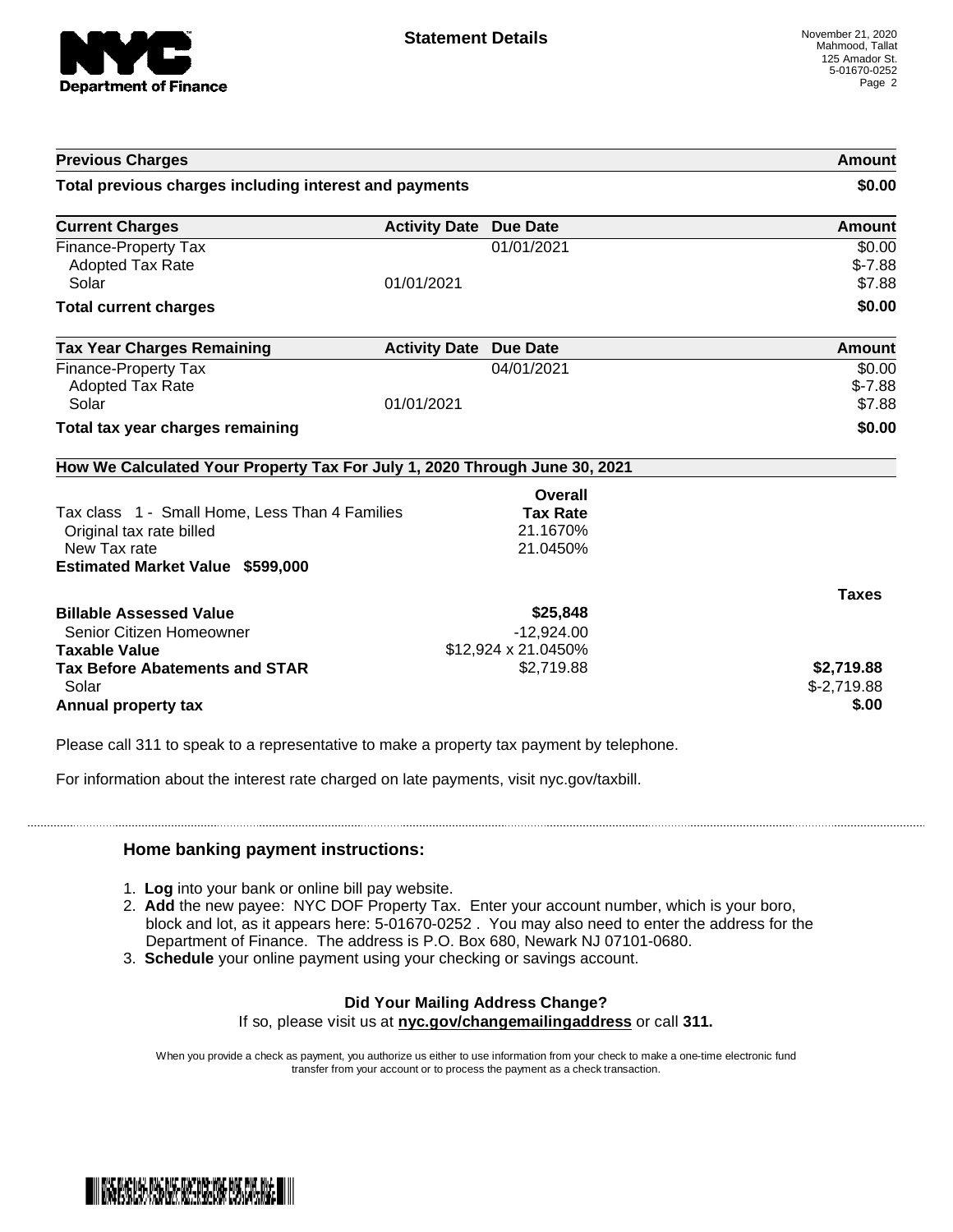## Statement Details

November 21, 2020
Mahmood, Tallat
125 Amador St.
5-01670-0252

| Previous Charges | Amount |
|---|---|
| **Total previous charges including interest and payments** | **$0.00** |

| Current Charges | Activity Date | Due Date | Amount |
|---|---|---|---|
| Finance-Property Tax | | 01/01/2021 | $0.00 |
| Adopted Tax Rate | | | $-7.88 |
| Solar | 01/01/2021 | | $7.88 |
| **Total current charges** | | | **$0.00** |

| Tax Year Charges Remaining | Activity Date | Due Date | Amount |
|---|---|---|---|
| Finance-Property Tax | | 04/01/2021 | $0.00 |
| Adopted Tax Rate | | | $-7.88 |
| Solar | 01/01/2021 | | $7.88 |
| **Total tax year charges remaining** | | | **$0.00** |

### How We Calculated Your Property Tax For July 1, 2020 Through June 30, 2021

| | Overall Tax Rate |
|---|---|
| Tax class 1 - Small Home, Less Than 4 Families | |
| Original tax rate billed | 21.1670% |
| New Tax rate | 21.0450% |

**Estimated Market Value $599,000**

| | | Taxes |
|---|---|---|
| **Billable Assessed Value** | **$25,848** | |
| Senior Citizen Homeowner | -12,924.00 | |
| **Taxable Value** | $12,924 x 21.0450% | |
| **Tax Before Abatements and STAR** | $2,719.88 | **$2,719.88** |
| Solar | | $-2,719.88 |
| **Annual property tax** | | **$.00** |

Please call 311 to speak to a representative to make a property tax payment by telephone.

For information about the interest rate charged on late payments, visit nyc.gov/taxbill.

### Home banking payment instructions:

1. **Log** into your bank or online bill pay website.
2. **Add** the new payee: NYC DOF Property Tax. Enter your account number, which is your boro, block and lot, as it appears here: 5-01670-0252 . You may also need to enter the address for the Department of Finance. The address is P.O. Box 680, Newark NJ 07101-0680.
3. **Schedule** your online payment using your checking or savings account.

**Did Your Mailing Address Change?**
If so, please visit us at **nyc.gov/changemailingaddress** or call **311.**

When you provide a check as payment, you authorize us either to use information from your check to make a one-time electronic fund transfer from your account or to process the payment as a check transaction.